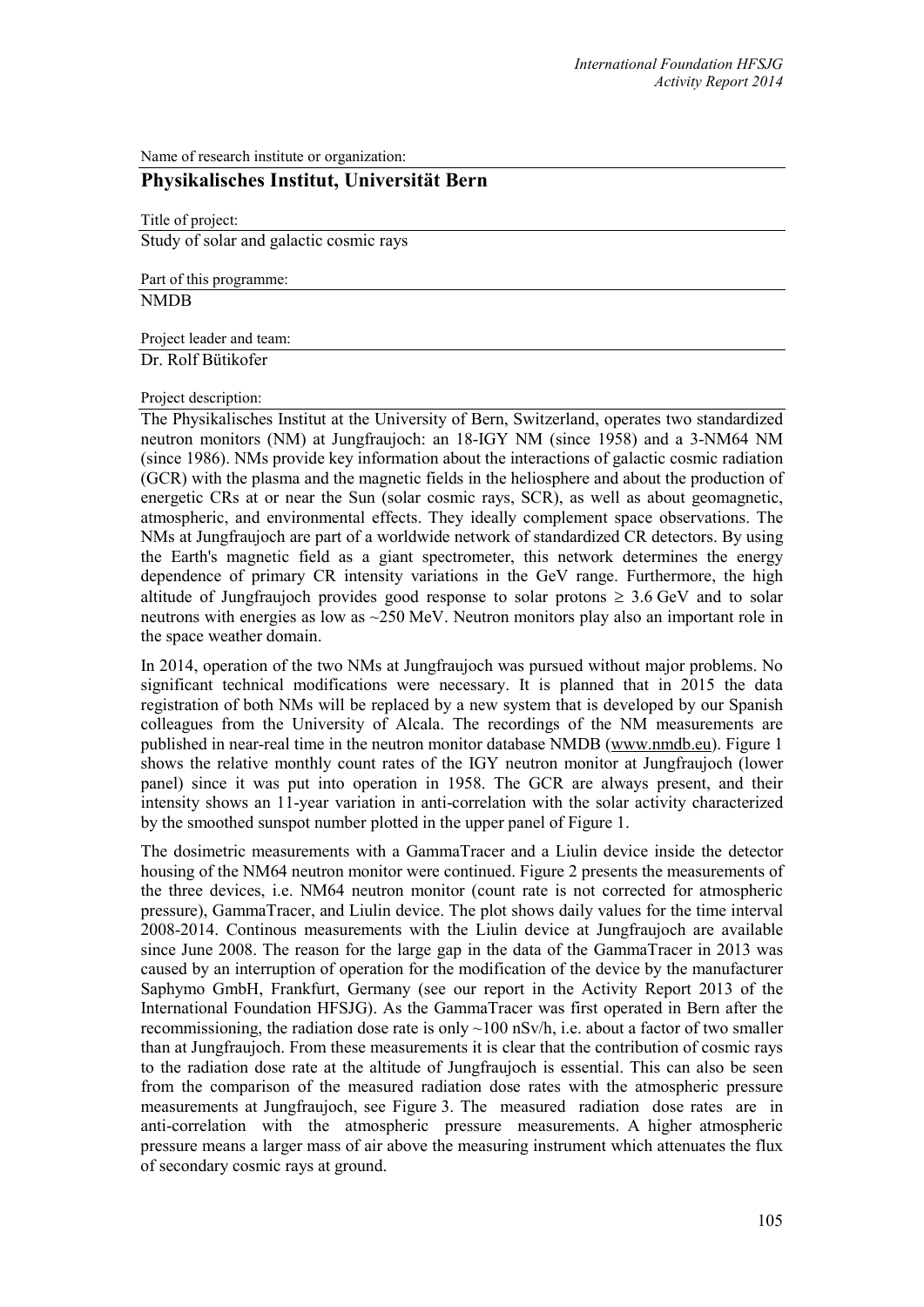Name of research institute or organization:

## Physikalisches Institut, Universität Bern

Title of project:

Study of solar and galactic cosmic rays

Part of this programme:

NMDB

Project leader and team:

Dr. Rolf Bütikofer

Project description:

The Physikalisches Institut at the University of Bern, Switzerland, operates two standardized neutron monitors (NM) at Jungfraujoch: an 18-IGY NM (since 1958) and a 3-NM64 NM (since 1986). NMs provide key information about the interactions of galactic cosmic radiation (GCR) with the plasma and the magnetic fields in the heliosphere and about the production of energetic CRs at or near the Sun (solar cosmic rays, SCR), as well as about geomagnetic, atmospheric, and environmental effects. They ideally complement space observations. The NMs at Jungfraujoch are part of a worldwide network of standardized CR detectors. By using the Earth's magnetic field as a giant spectrometer, this network determines the energy dependence of primary CR intensity variations in the GeV range. Furthermore, the high altitude of Jungfraujoch provides good response to solar protons $\geq$ 3.6 GeV and to solar neutrons with energies as low as ~250 MeV. Neutron monitors play also an important role in the space weather domain.

In 2014, operation of the two NMs at Jungfraujoch was pursued without major problems. No significant technical modifications were necessary. It is planned that in 2015 the data registration of both NMs will be replaced by a new system that is developed by our Spanish colleagues from the University of Alcala. The recordings of the NM measurements are published in near-real time in the neutron monitor database NMDB (www.nmdb.eu). Figure 1 shows the relative monthly count rates of the IGY neutron monitor at Jungfraujoch (lower panel) since it was put into operation in 1958. The GCR are always present, and their intensity shows an 11-year variation in anti-correlation with the solar activity characterized by the smoothed sunspot number plotted in the upper panel of Figure 1.

The dosimetric measurements with a GammaTracer and a Liulin device inside the detector housing of the NM64 neutron monitor were continued. Figure 2 presents the measurements of the three devices, i.e. NM64 neutron monitor (count rate is not corrected for atmospheric pressure), GammaTracer, and Liulin device. The plot shows daily values for the time interval 2008-2014. Continous measurements with the Liulin device at Jungfraujoch are available since June 2008. The reason for the large gap in the data of the GammaTracer in 2013 was caused by an interruption of operation for the modification of the device by the manufacturer Saphymo GmbH, Frankfurt, Germany (see our report in the Activity Report 2013 of the International Foundation HFSJG). As the GammaTracer was first operated in Bern after the recommissioning, the radiation dose rate is only ~100 nSv/h, i.e. about a factor of two smaller than at Jungfraujoch. From these measurements it is clear that the contribution of cosmic rays to the radiation dose rate at the altitude of Jungfraujoch is essential. This can also be seen from the comparison of the measured radiation dose rates with the atmospheric pressure measurements at Jungfraujoch, see Figure 3. The measured radiation dose rates are in anti-correlation with the atmospheric pressure measurements. A higher atmospheric pressure means a larger mass of air above the measuring instrument which attenuates the flux of secondary cosmic rays at ground.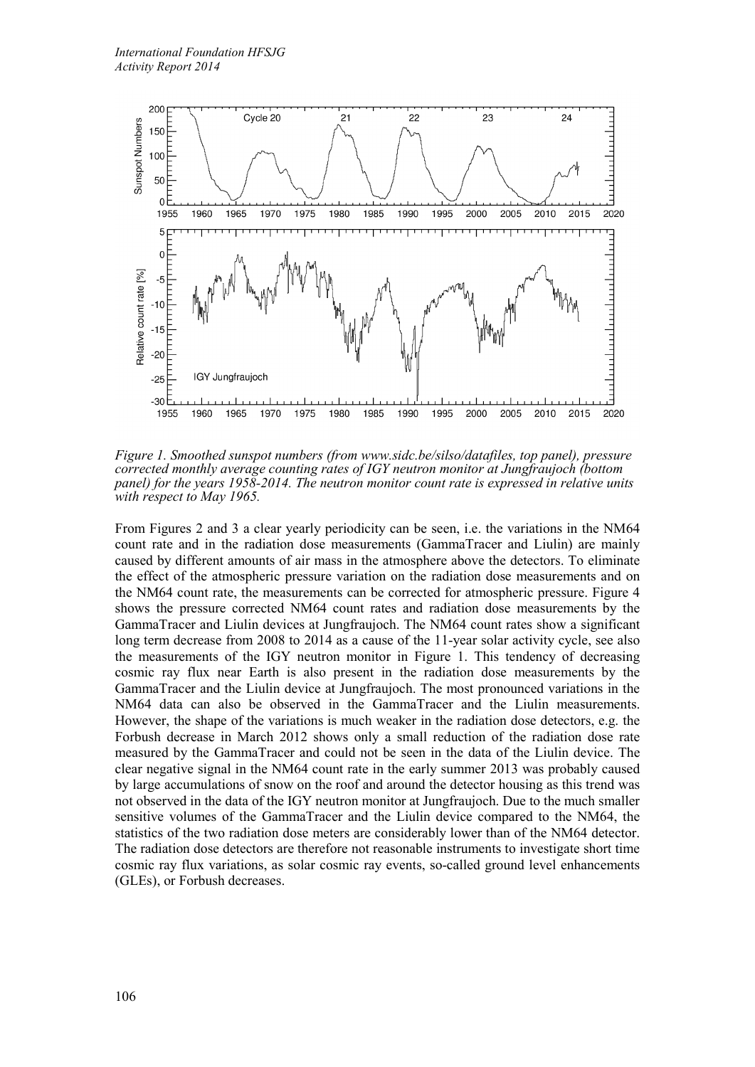*Figure 1. Smoothed sunspot numbers (from www.sidc.be/silso/datafiles, top panel), pressure corrected monthly average counting rates of IGY neutron monitor at Jungfraujoch (bottom panel) for the years 1958-2014. The neutron monitor count rate is expressed in relative units with respect to May 1965.*

From Figures 2 and 3 a clear yearly periodicity can be seen, i.e. the variations in the NM64 count rate and in the radiation dose measurements (GammaTracer and Liulin) are mainly caused by different amounts of air mass in the atmosphere above the detectors. To eliminate the effect of the atmospheric pressure variation on the radiation dose measurements and on the NM64 count rate, the measurements can be corrected for atmospheric pressure. Figure 4 shows the pressure corrected NM64 count rates and radiation dose measurements by the GammaTracer and Liulin devices at Jungfraujoch. The NM64 count rates show a significant long term decrease from 2008 to 2014 as a cause of the 11-year solar activity cycle, see also the measurements of the IGY neutron monitor in Figure 1. This tendency of decreasing cosmic ray flux near Earth is also present in the radiation dose measurements by the GammaTracer and the Liulin device at Jungfraujoch. The most pronounced variations in the NM64 data can also be observed in the GammaTracer and the Liulin measurements. However, the shape of the variations is much weaker in the radiation dose detectors, e.g. the Forbush decrease in March 2012 shows only a small reduction of the radiation dose rate measured by the GammaTracer and could not be seen in the data of the Liulin device. The clear negative signal in the NM64 count rate in the early summer 2013 was probably caused by large accumulations of snow on the roof and around the detector housing as this trend was not observed in the data of the IGY neutron monitor at Jungfraujoch. Due to the much smaller sensitive volumes of the GammaTracer and the Liulin device compared to the NM64, the statistics of the two radiation dose meters are considerably lower than of the NM64 detector. The radiation dose detectors are therefore not reasonable instruments to investigate short time cosmic ray flux variations, as solar cosmic ray events, so-called ground level enhancements (GLEs), or Forbush decreases.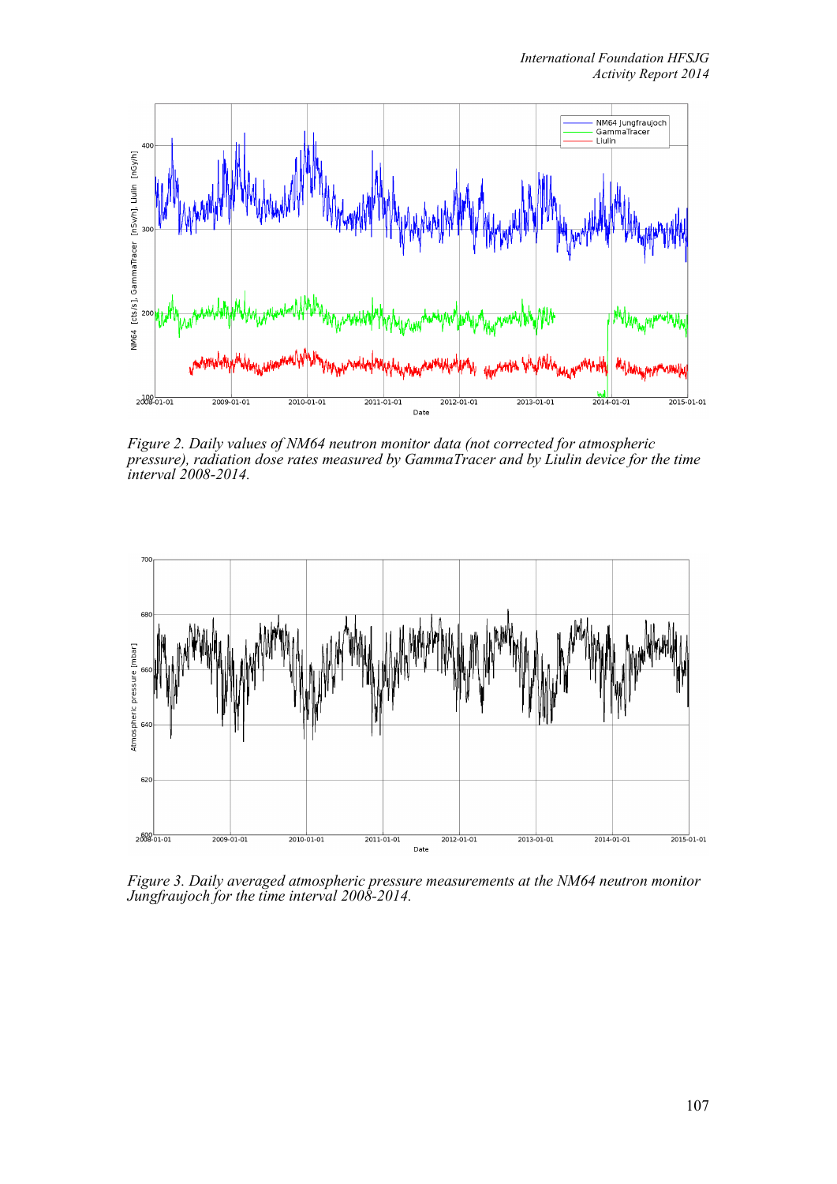*Figure 2. Daily values of NM64 neutron monitor data (not corrected for atmospheric pressure), radiation dose rates measured by GammaTracer and by Liulin device for the time interval 2008-2014.*

*Figure 3. Daily averaged atmospheric pressure measurements at the NM64 neutron monitor Jungfraujoch for the time interval 2008-2014.*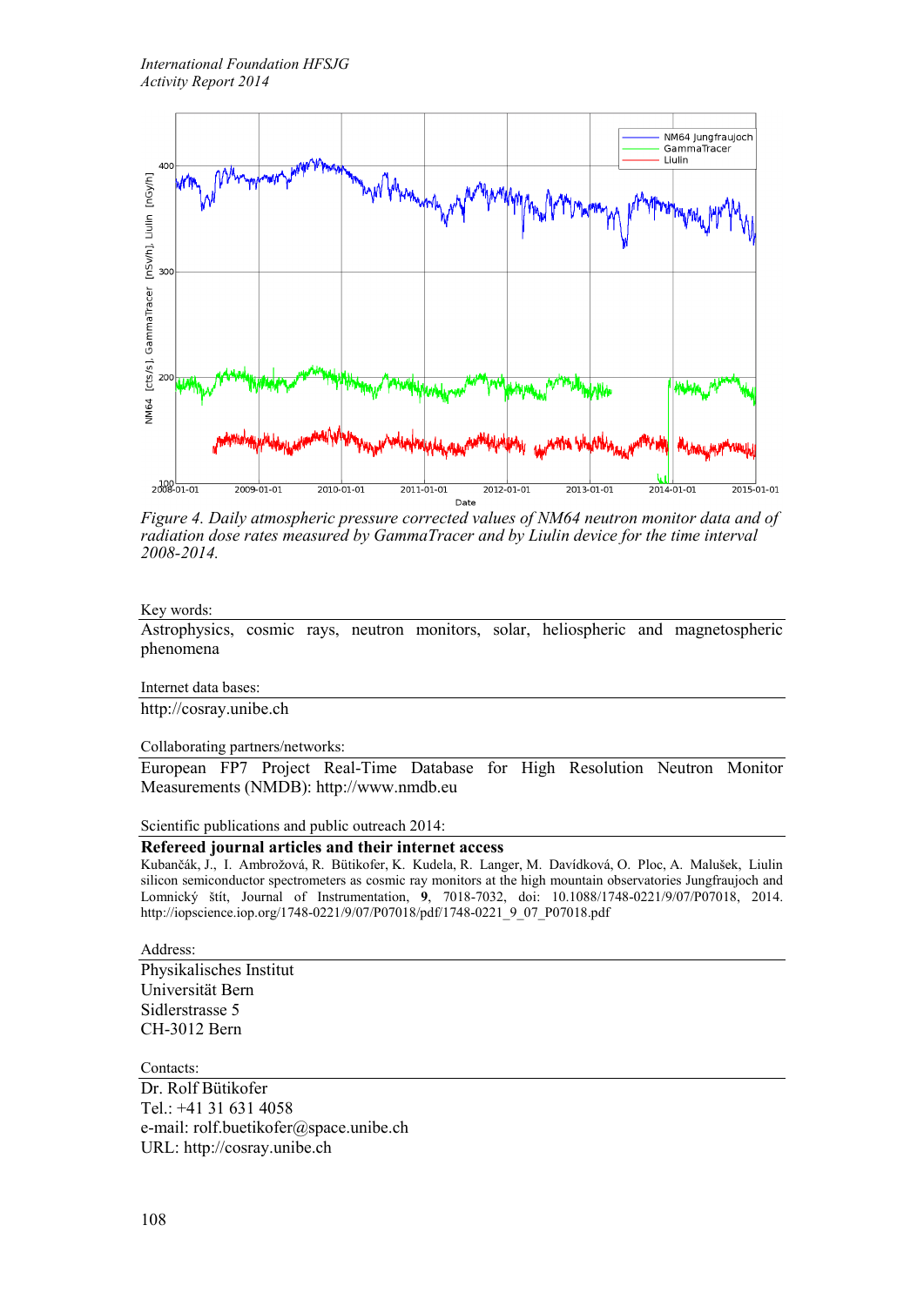NM64 Jungfraujoch
GammaTracer
Liulin

NM64 [cts/s], GammaTracer [nSv/h], Liulin [nGy/h]

400
300
200
100

2008-01-01
2009-01-01
2010-01-01
2011-01-01
2012-01-01
2013-01-01
2014-01-01
2015-01-01

Date

*Figure 4. Daily atmospheric pressure corrected values of NM64 neutron monitor data and of radiation dose rates measured by GammaTracer and by Liulin device for the time interval 2008-2014.*

Key words:

Astrophysics, cosmic rays, neutron monitors, solar, heliospheric and magnetospheric phenomena

Internet data bases:

http://cosray.unibe.ch

Collaborating partners/networks:

European FP7 Project Real-Time Database for High Resolution Neutron Monitor Measurements (NMDB): http://www.nmdb.eu

Scientific publications and public outreach 2014:

**Refereed journal articles and their internet access**

Kubančák, J., I. Ambrožová, R. Bütikofer, K. Kudela, R. Langer, M. Davídková, O. Ploc, A. Malušek, Liulin silicon semiconductor spectrometers as cosmic ray monitors at the high mountain observatories Jungfraujoch and Lomnický štít, Journal of Instrumentation, **9**, 7018-7032, doi: 10.1088/1748-0221/9/07/P07018, 2014. http://iopscience.iop.org/1748-0221/9/07/P07018/pdf/1748-0221_9_07_P07018.pdf

Address:

Physikalisches Institut
Universität Bern
Sidlerstrasse 5
CH-3012 Bern

Contacts:

Dr. Rolf Bütikofer
Tel.: +41 31 631 4058
e-mail: rolf.buetikofer@space.unibe.ch
URL: http://cosray.unibe.ch